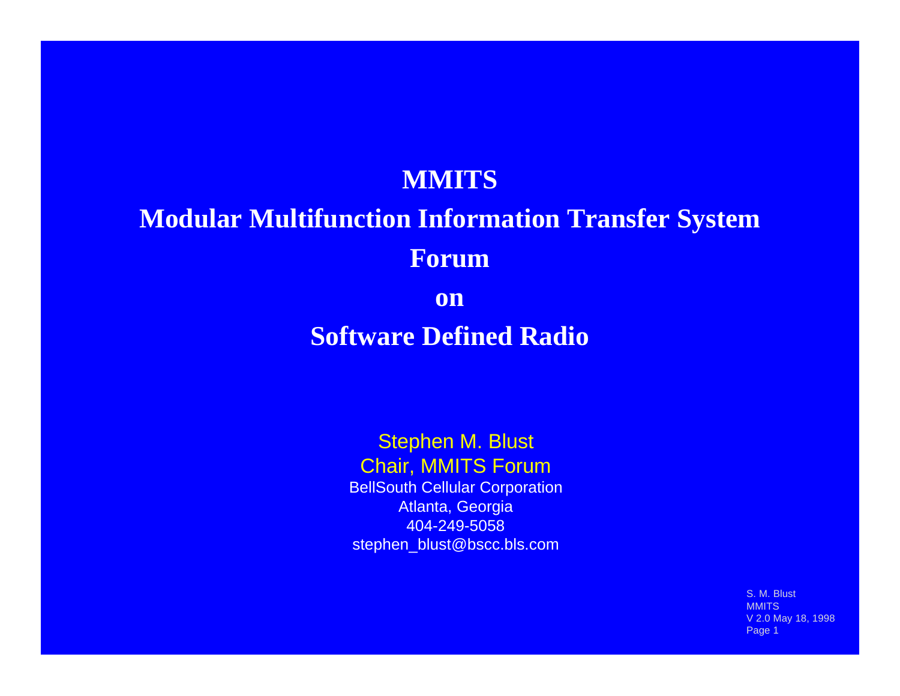# MMITS
# Modular Multifunction Information Transfer System
# Forum
# on
# Software Defined Radio

Stephen M. Blust
Chair, MMITS Forum
BellSouth Cellular Corporation
Atlanta, Georgia
404-249-5058
stephen_blust@bscc.bls.com

S. M. Blust
MMITS
V 2.0 May 18, 1998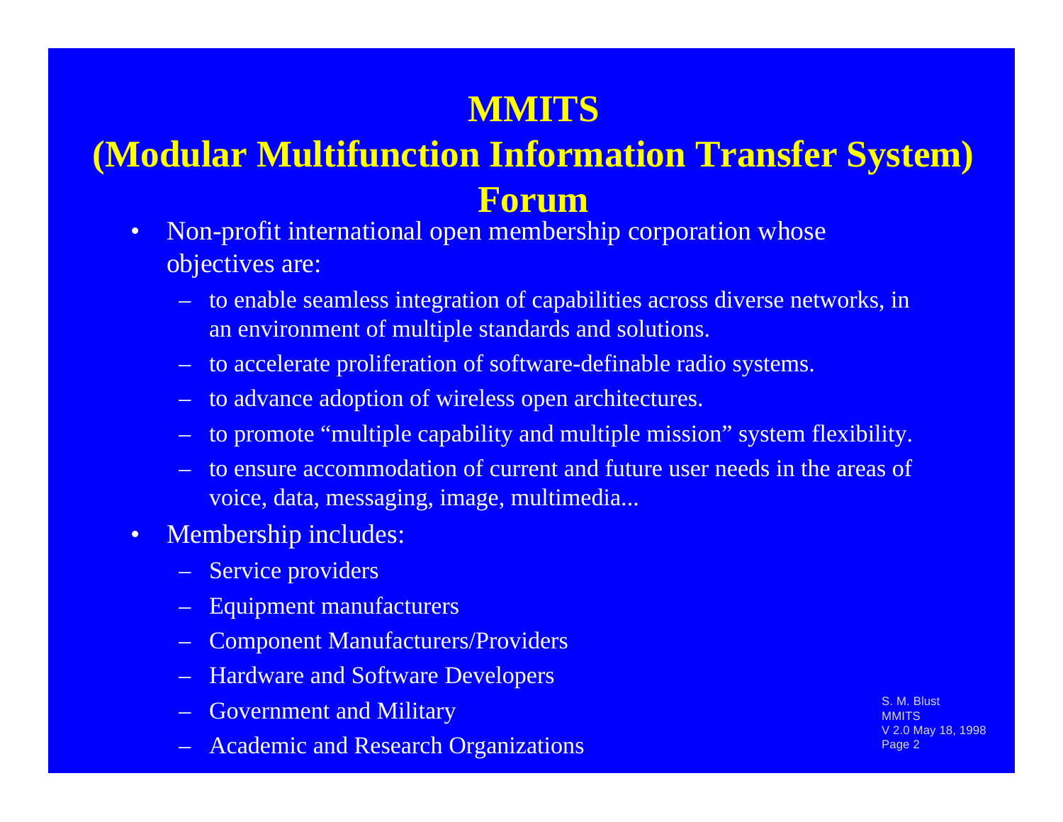# MMITS (Modular Multifunction Information Transfer System) Forum

- Non-profit international open membership corporation whose objectives are:
  - to enable seamless integration of capabilities across diverse networks, in an environment of multiple standards and solutions.
  - to accelerate proliferation of software-definable radio systems.
  - to advance adoption of wireless open architectures.
  - to promote "multiple capability and multiple mission" system flexibility.
  - to ensure accommodation of current and future user needs in the areas of voice, data, messaging, image, multimedia...
- Membership includes:
  - Service providers
  - Equipment manufacturers
  - Component Manufacturers/Providers
  - Hardware and Software Developers
  - Government and Military
  - Academic and Research Organizations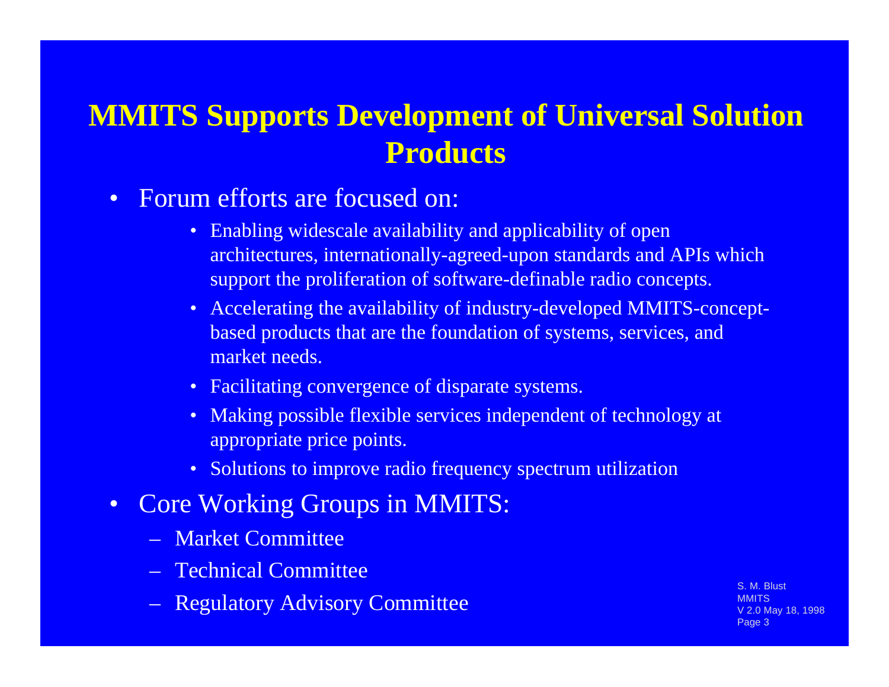# MMITS Supports Development of Universal Solution Products

- Forum efforts are focused on:
  - Enabling widescale availability and applicability of open architectures, internationally-agreed-upon standards and APIs which support the proliferation of software-definable radio concepts.
  - Accelerating the availability of industry-developed MMITS-concept-based products that are the foundation of systems, services, and market needs.
  - Facilitating convergence of disparate systems.
  - Making possible flexible services independent of technology at appropriate price points.
  - Solutions to improve radio frequency spectrum utilization
- Core Working Groups in MMITS:
  - Market Committee
  - Technical Committee
  - Regulatory Advisory Committee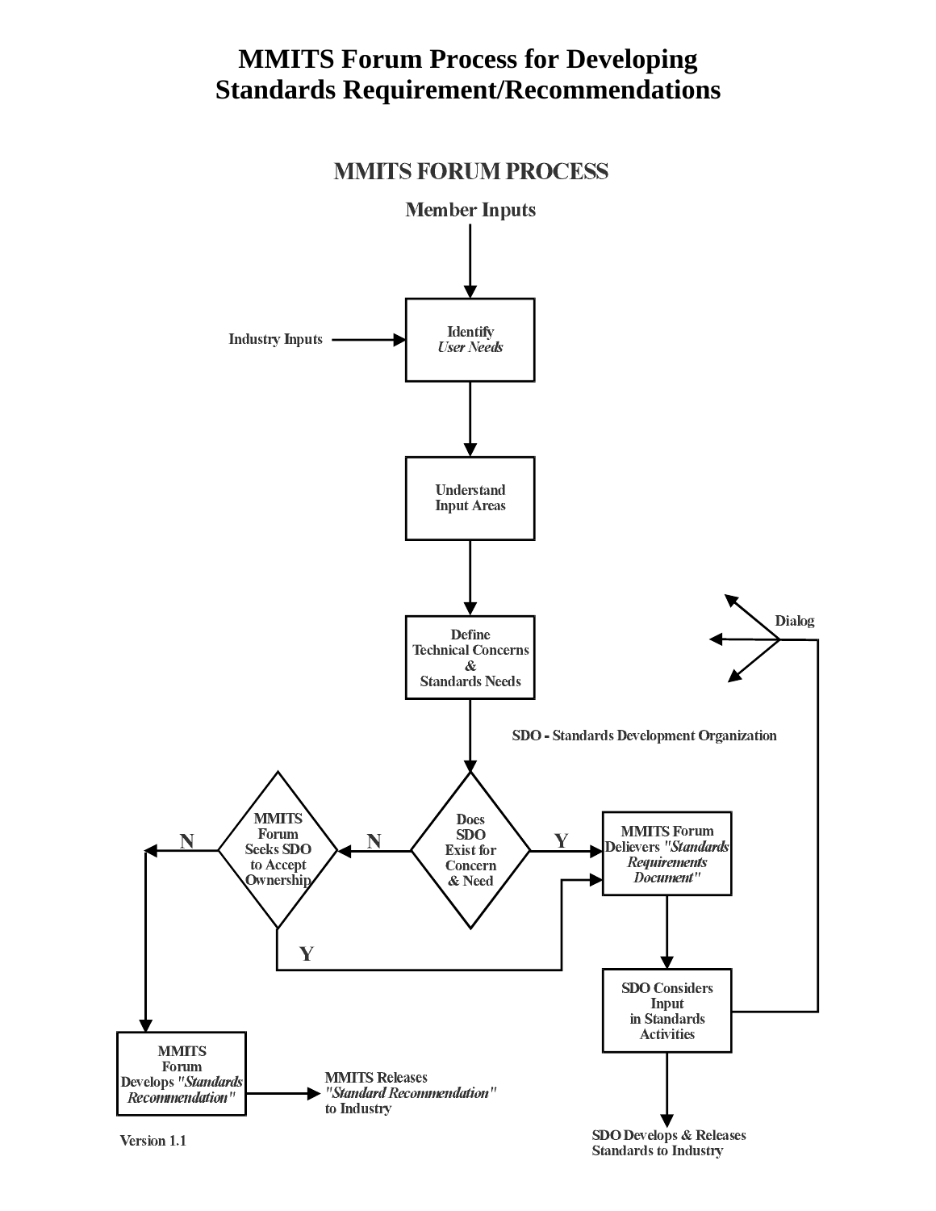# MMITS Forum Process for Developing Standards Requirement/Recommendations

## MMITS FORUM PROCESS

**Member Inputs**

Industry Inputs

Identify *User Needs*

Understand Input Areas

Define Technical Concerns & Standards Needs

Dialog

SDO - Standards Development Organization

Does SDO Exist for Concern & Need

N

Y

MMITS Forum Seeks SDO to Accept Ownership

N

Y

MMITS Forum Delievers *"Standards Requirements Document"*

SDO Considers Input in Standards Activities

SDO Develops & Releases Standards to Industry

MMITS Forum Develops *"Standards Recommendation"*

MMITS Releases *"Standard Recommendation"* to Industry

Version 1.1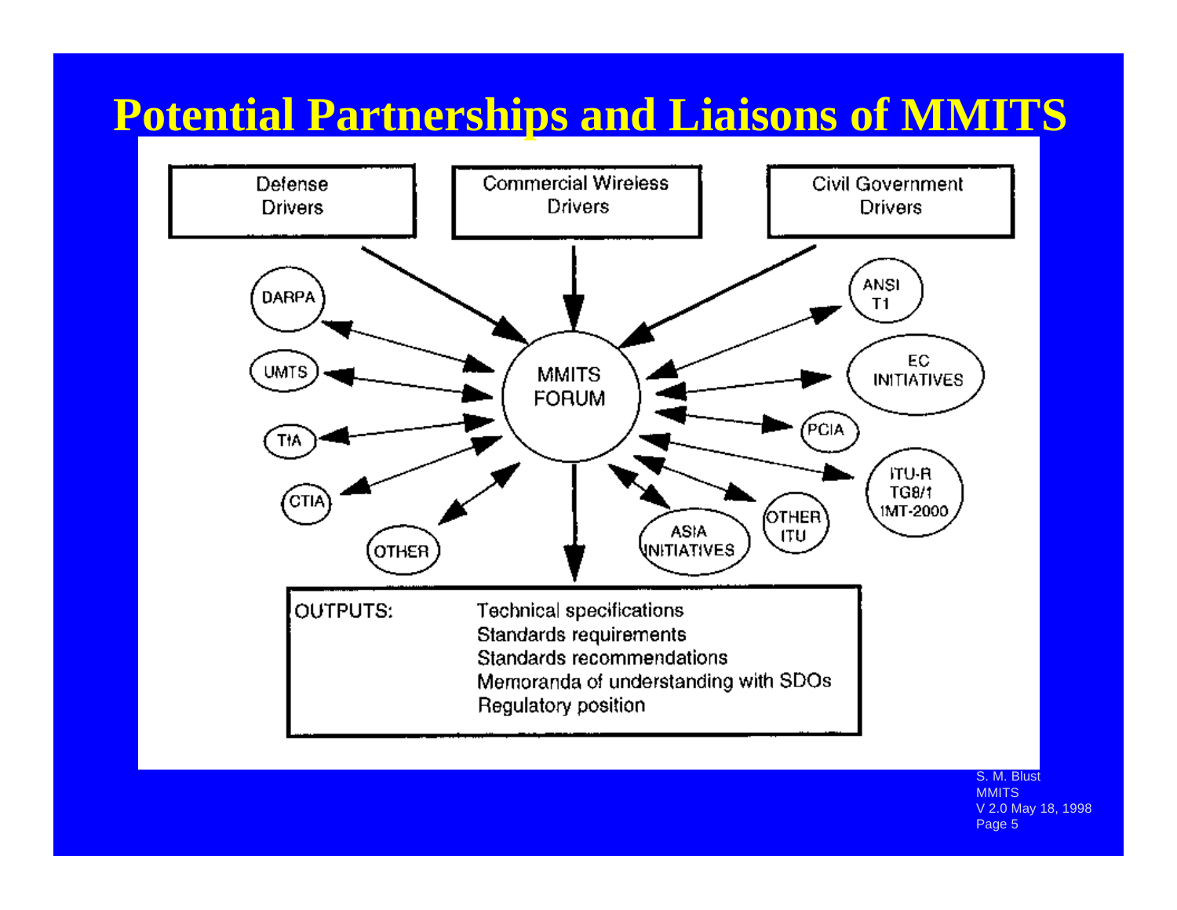# Potential Partnerships and Liaisons of MMITS

Defense Drivers

Commercial Wireless Drivers

Civil Government Drivers

DARPA

UMTS

TIA

CTIA

OTHER

MMITS FORUM

ANSI T1

EC INITIATIVES

PCIA

ITU-R TG8/1 IMT-2000

OTHER ITU

ASIA INITIATIVES

OUTPUTS:

- Technical specifications
- Standards requirements
- Standards recommendations
- Memoranda of understanding with SDOs
- Regulatory position

S. M. Blust
MMITS
V 2.0 May 18, 1998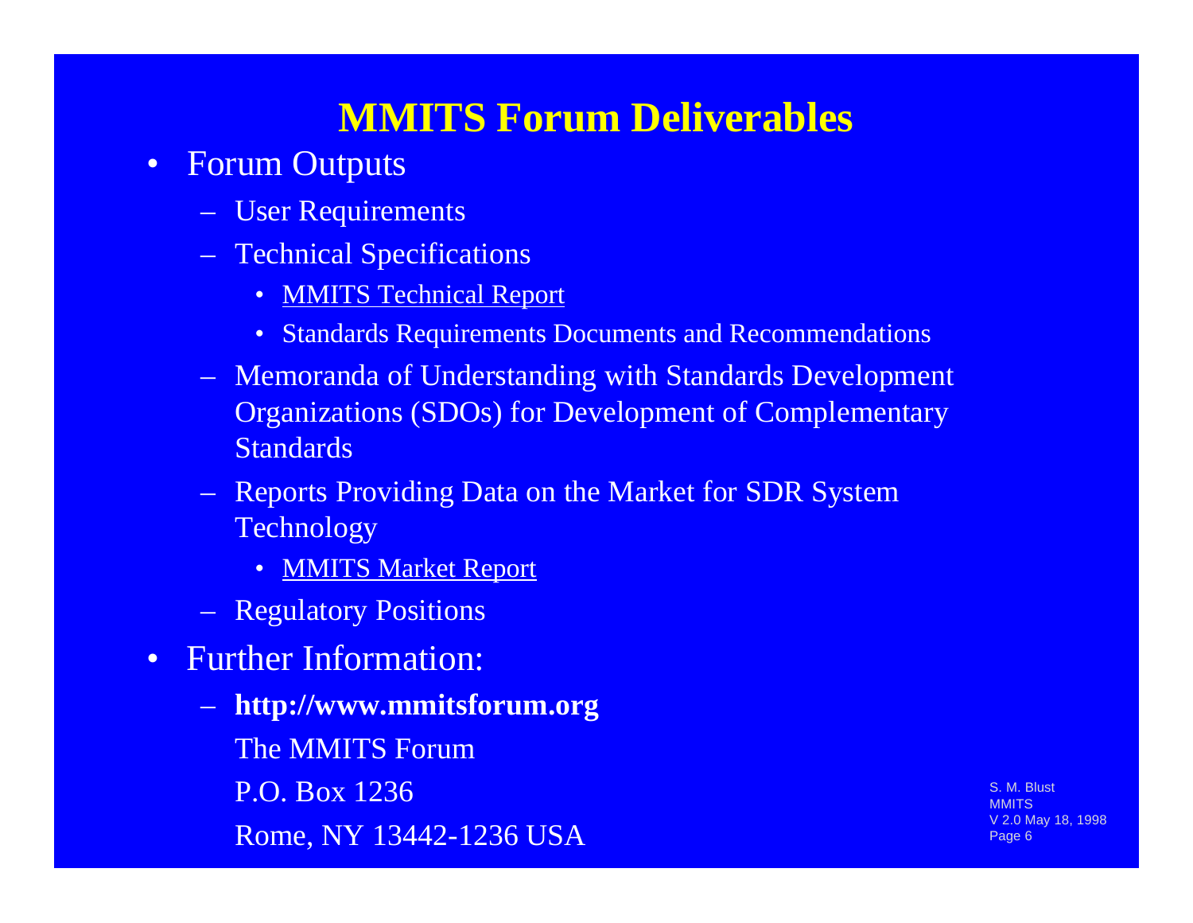# MMITS Forum Deliverables

- Forum Outputs
  - User Requirements
  - Technical Specifications
    - MMITS Technical Report
    - Standards Requirements Documents and Recommendations
  - Memoranda of Understanding with Standards Development Organizations (SDOs) for Development of Complementary Standards
  - Reports Providing Data on the Market for SDR System Technology
    - MMITS Market Report
  - Regulatory Positions
- Further Information:
  - **http://www.mmitsforum.org**

    The MMITS Forum

    P.O. Box 1236

    Rome, NY 13442-1236 USA

S. M. Blust
MMITS
V 2.0 May 18, 1998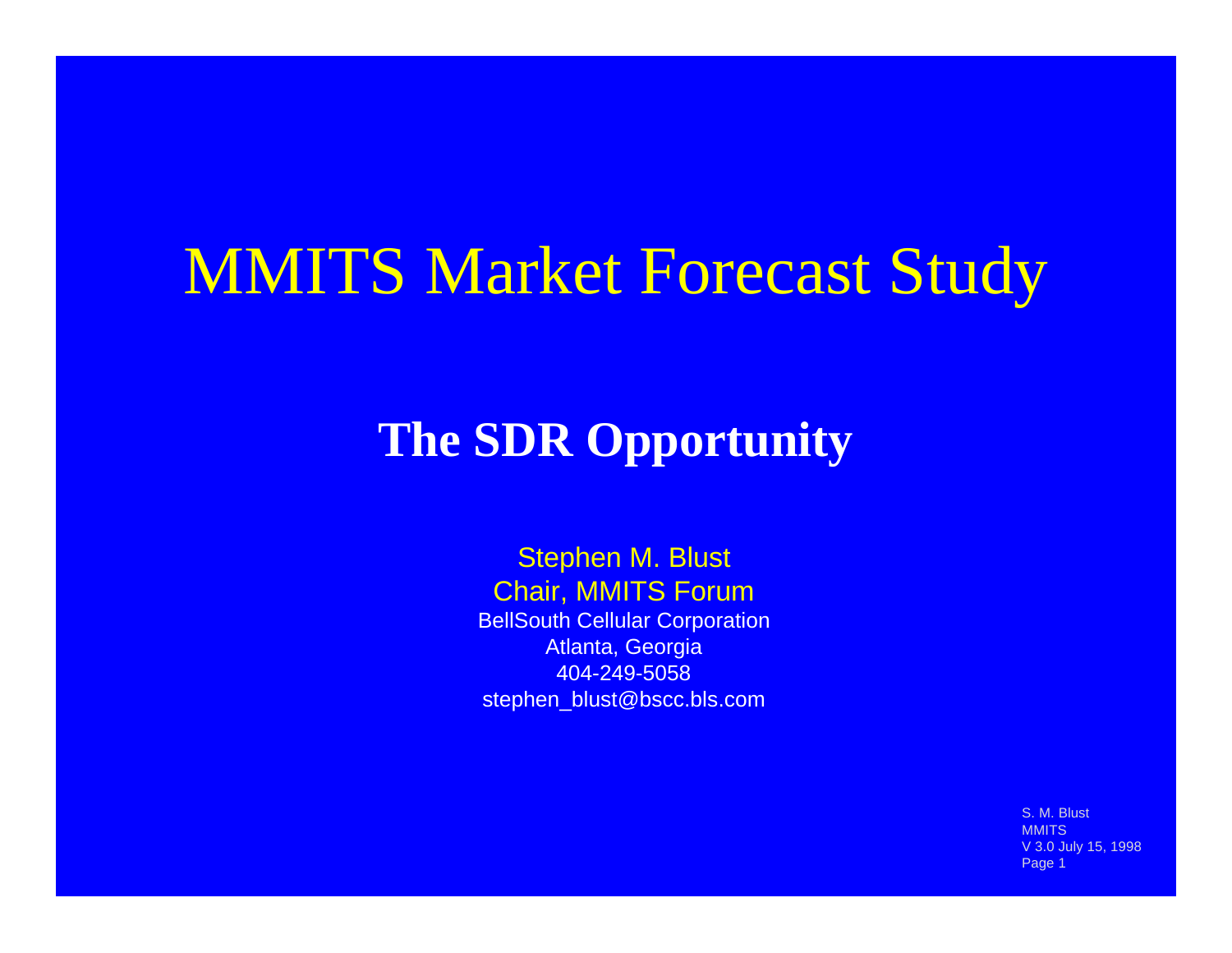# MMITS Market Forecast Study

## The SDR Opportunity

Stephen M. Blust
Chair, MMITS Forum
BellSouth Cellular Corporation
Atlanta, Georgia
404-249-5058
stephen_blust@bscc.bls.com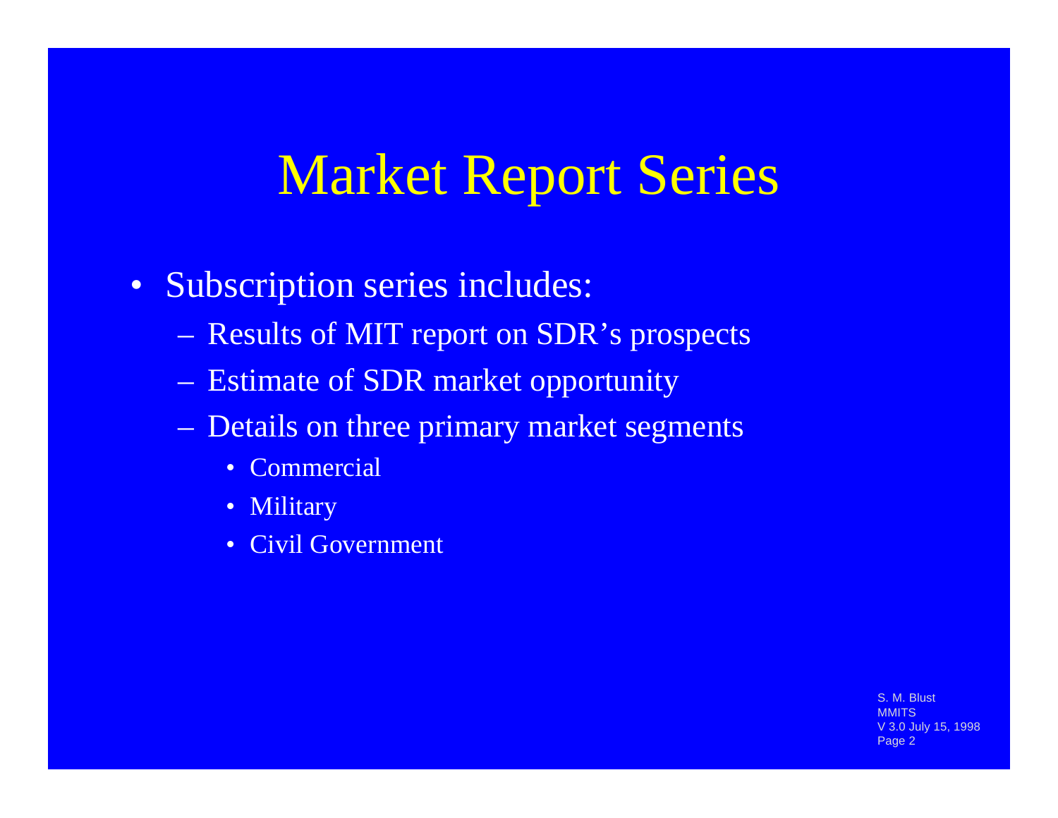# Market Report Series

- Subscription series includes:
  - Results of MIT report on SDR's prospects
  - Estimate of SDR market opportunity
  - Details on three primary market segments
    - Commercial
    - Military
    - Civil Government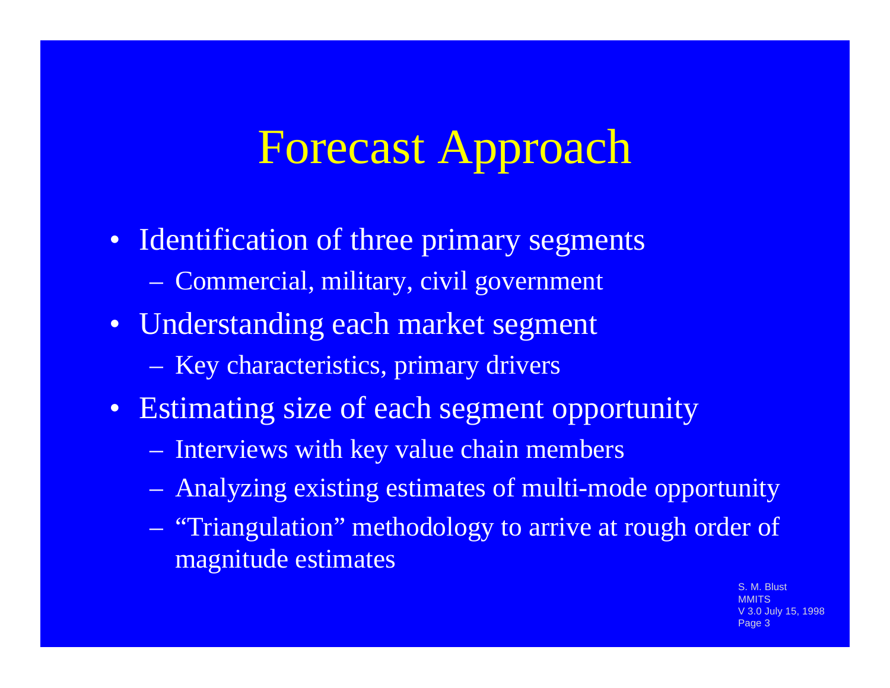# Forecast Approach

- Identification of three primary segments
  - Commercial, military, civil government
- Understanding each market segment
  - Key characteristics, primary drivers
- Estimating size of each segment opportunity
  - Interviews with key value chain members
  - Analyzing existing estimates of multi-mode opportunity
  - "Triangulation" methodology to arrive at rough order of magnitude estimates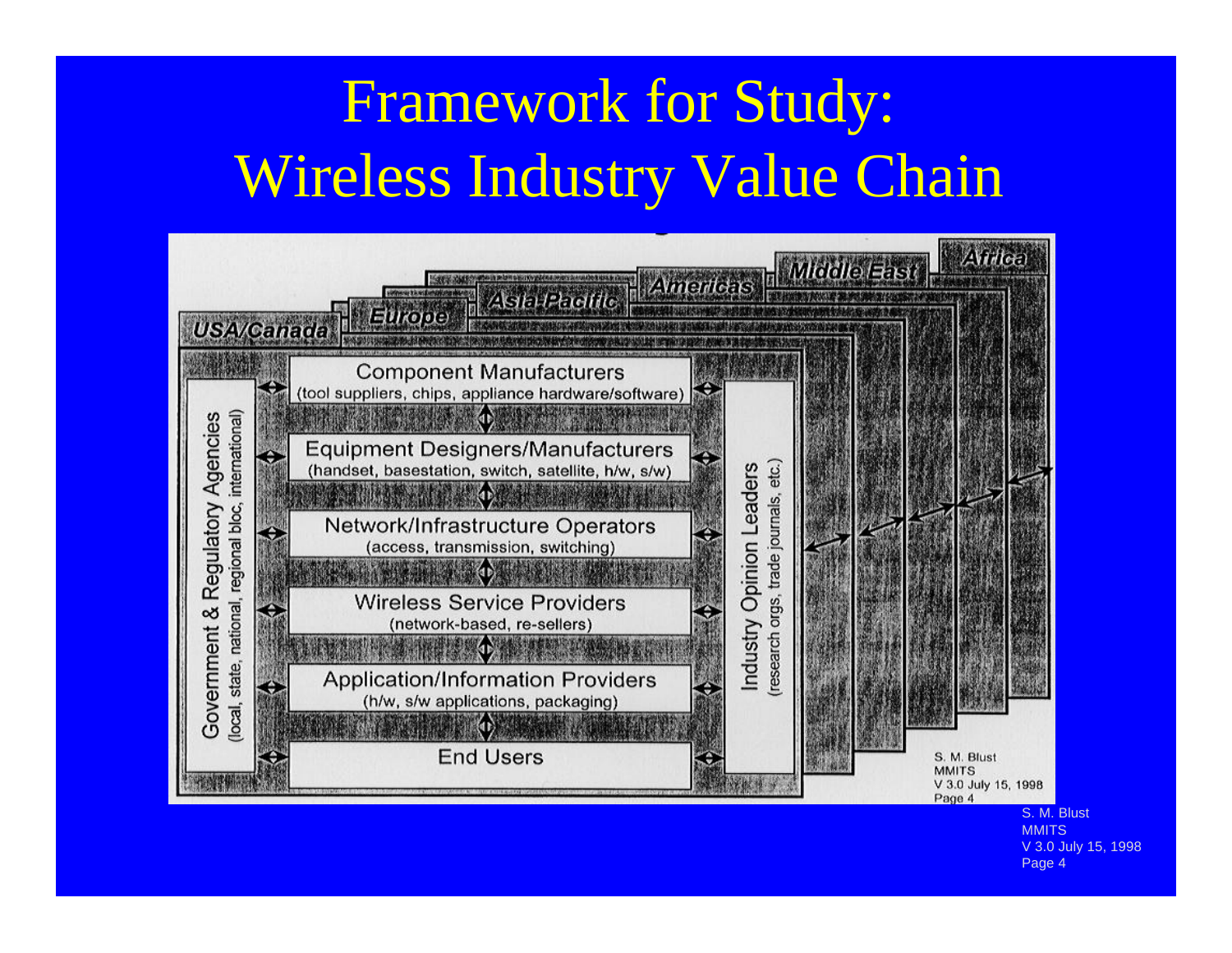# Framework for Study: Wireless Industry Value Chain

USA/Canada | Europe | Asia-Pacific | Americas | Middle East | Africa

**Government & Regulatory Agencies**
(local, state, national, regional bloc, international)

- **Component Manufacturers**
  (tool suppliers, chips, appliance hardware/software)
- **Equipment Designers/Manufacturers**
  (handset, basestation, switch, satellite, h/w, s/w)
- **Network/Infrastructure Operators**
  (access, transmission, switching)
- **Wireless Service Providers**
  (network-based, re-sellers)
- **Application/Information Providers**
  (h/w, s/w applications, packaging)
- **End Users**

**Industry Opinion Leaders**
(research orgs, trade journals, etc.)

S. M. Blust
MMITS
V 3.0 July 15, 1998
Page 4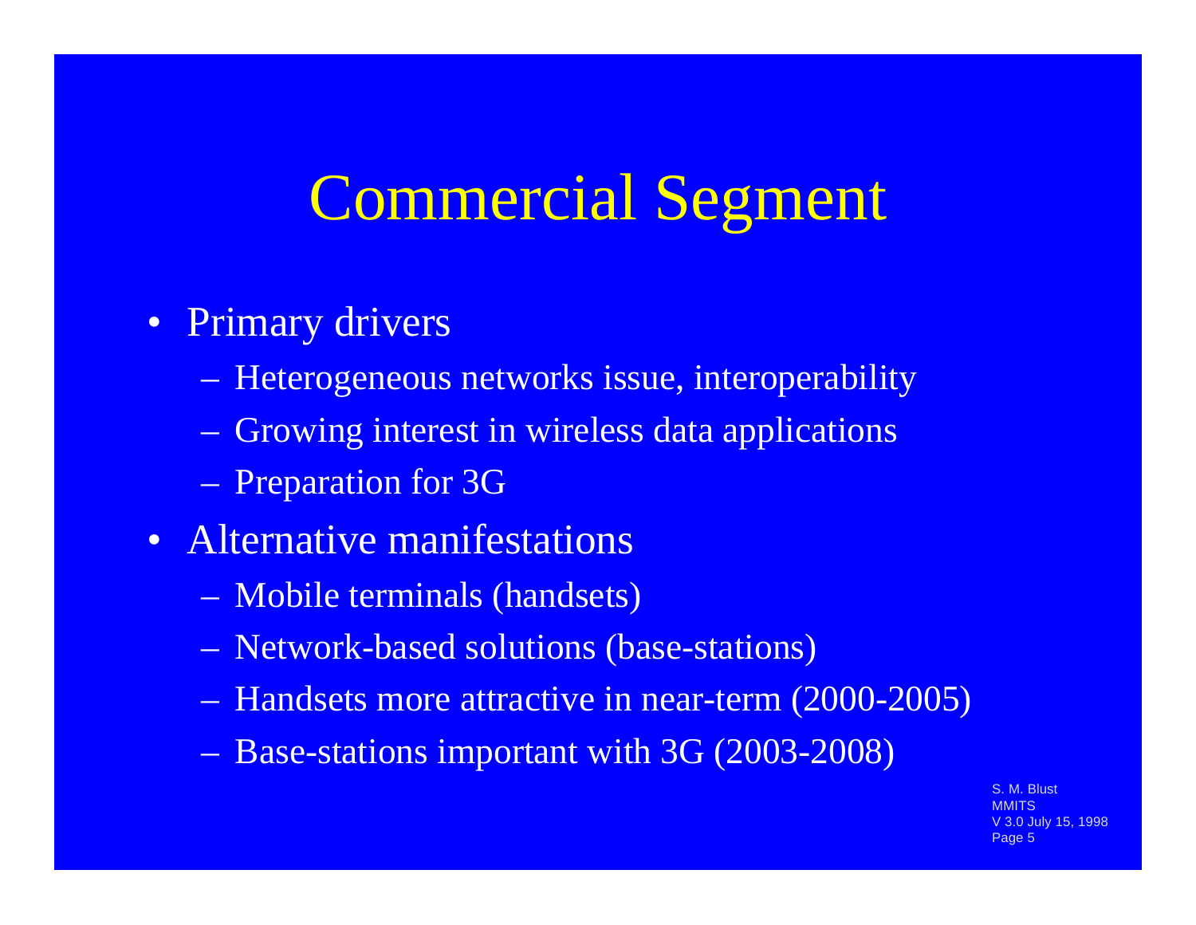# Commercial Segment

- Primary drivers
  - Heterogeneous networks issue, interoperability
  - Growing interest in wireless data applications
  - Preparation for 3G
- Alternative manifestations
  - Mobile terminals (handsets)
  - Network-based solutions (base-stations)
  - Handsets more attractive in near-term (2000-2005)
  - Base-stations important with 3G (2003-2008)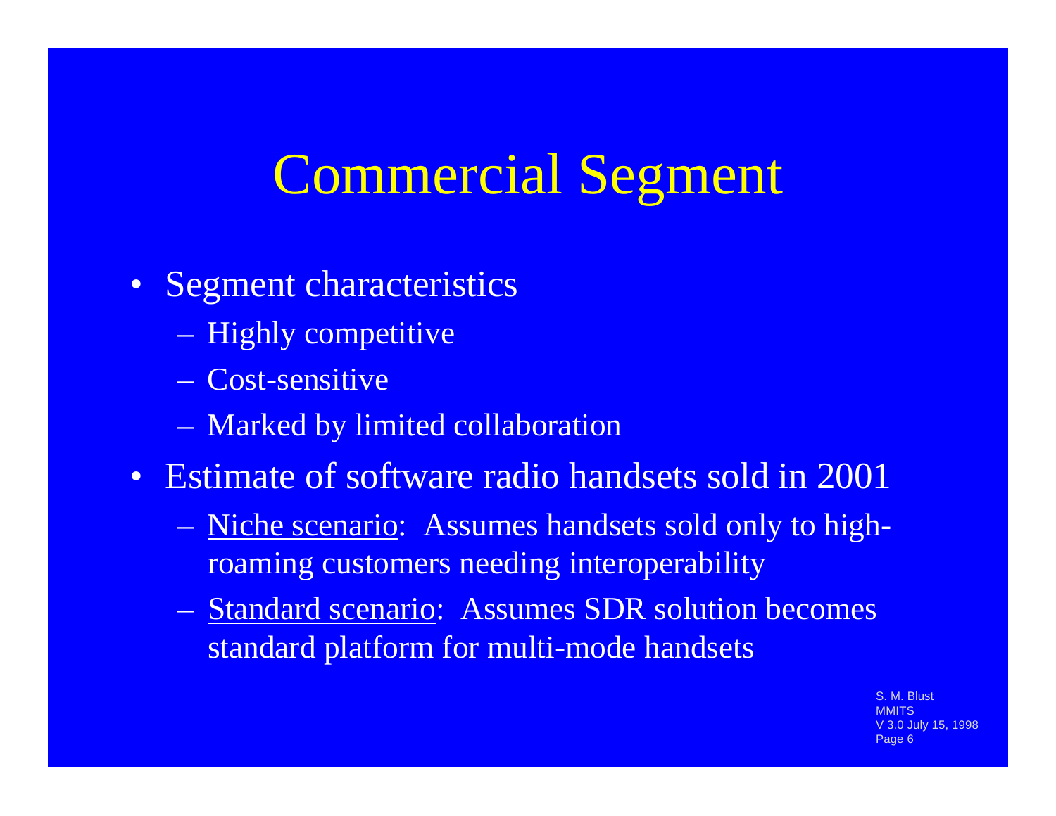# Commercial Segment

- Segment characteristics
  - Highly competitive
  - Cost-sensitive
  - Marked by limited collaboration
- Estimate of software radio handsets sold in 2001
  - Niche scenario: Assumes handsets sold only to high-roaming customers needing interoperability
  - Standard scenario: Assumes SDR solution becomes standard platform for multi-mode handsets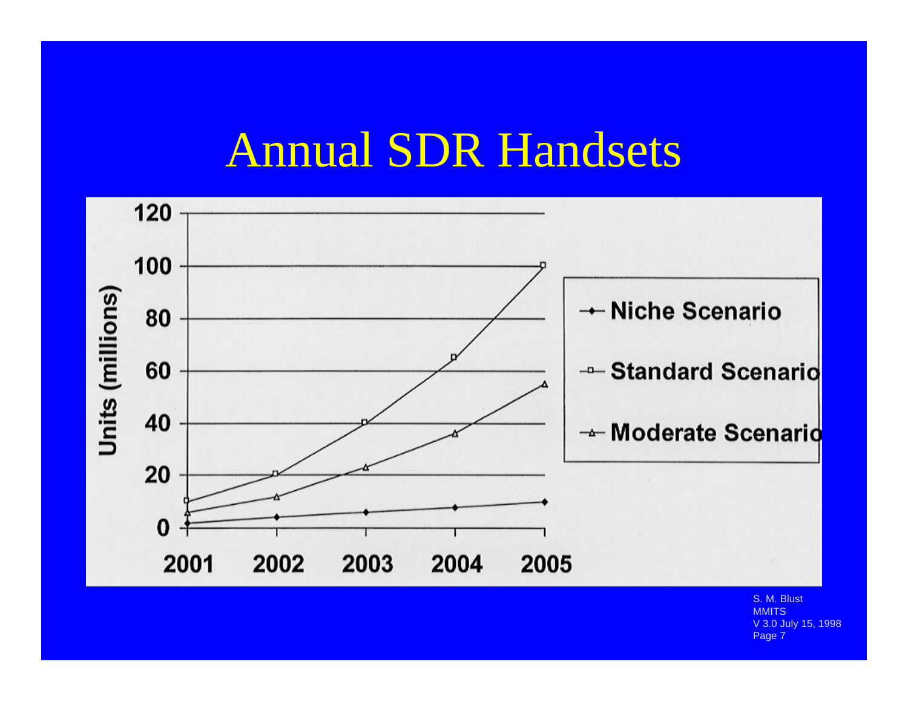# Annual SDR Handsets

Units (millions)

120
100
80
60
40
20
0

2001 2002 2003 2004 2005

- Niche Scenario
- Standard Scenario
- Moderate Scenario

S. M. Blust
MMITS
V 3.0 July 15, 1998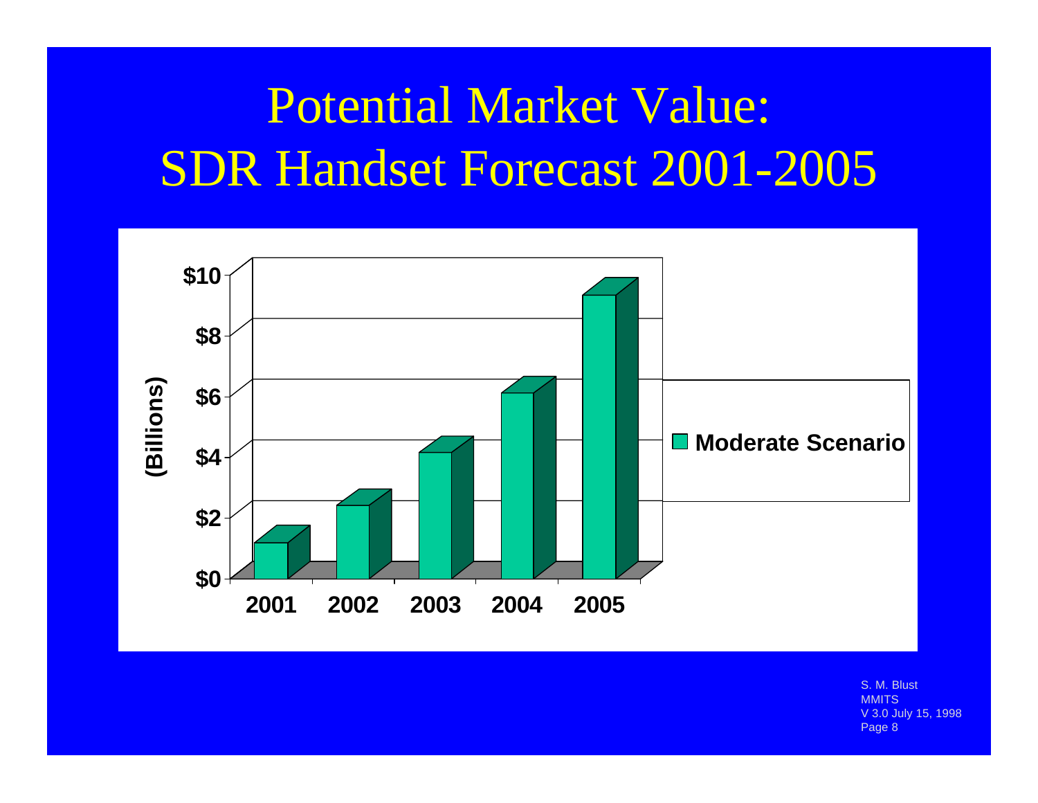# Potential Market Value: SDR Handset Forecast 2001-2005

(Billions)

$10
$8
$6
$4
$2
$0

2001 2002 2003 2004 2005

Moderate Scenario

S. M. Blust
MMITS
V 3.0 July 15, 1998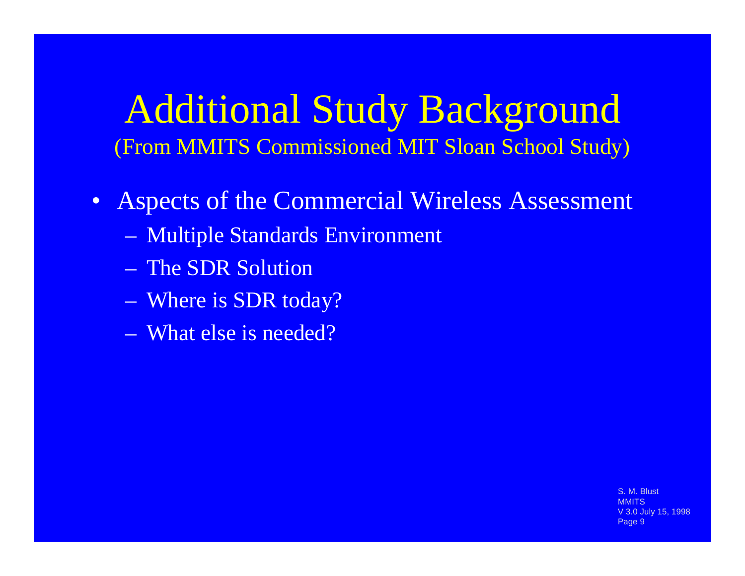# Additional Study Background

(From MMITS Commissioned MIT Sloan School Study)

- Aspects of the Commercial Wireless Assessment
  - Multiple Standards Environment
  - The SDR Solution
  - Where is SDR today?
  - What else is needed?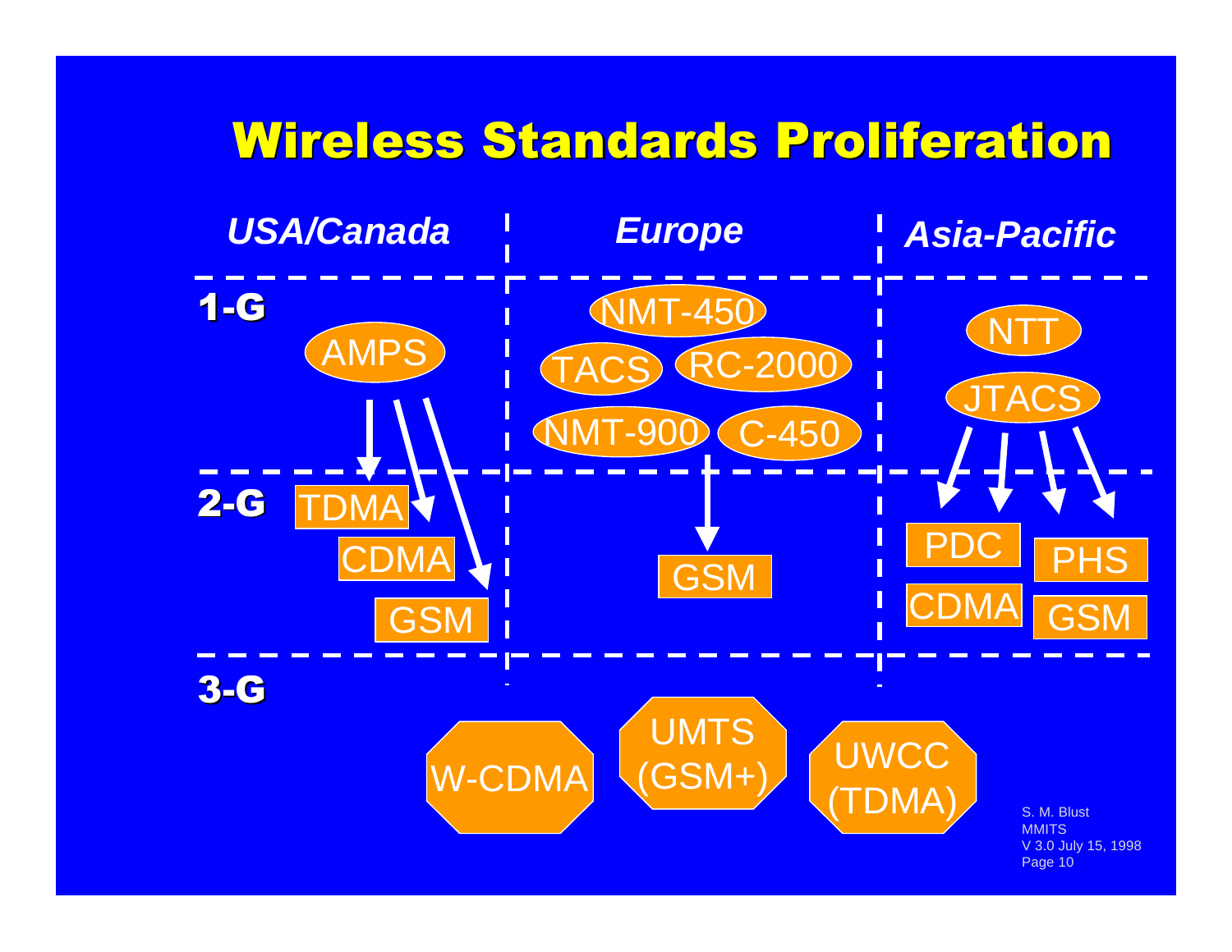# Wireless Standards Proliferation

| | *USA/Canada* | *Europe* | *Asia-Pacific* |
|---|---|---|---|
| **1-G** | AMPS | NMT-450, TACS, RC-2000, NMT-900, C-450 | NTT, JTACS |
| **2-G** | TDMA, CDMA, GSM | GSM | PDC, PHS, CDMA, GSM |
| **3-G** | W-CDMA | UMTS (GSM+) | UWCC (TDMA) |

S. M. Blust
MMITS
V 3.0 July 15, 1998
Page 10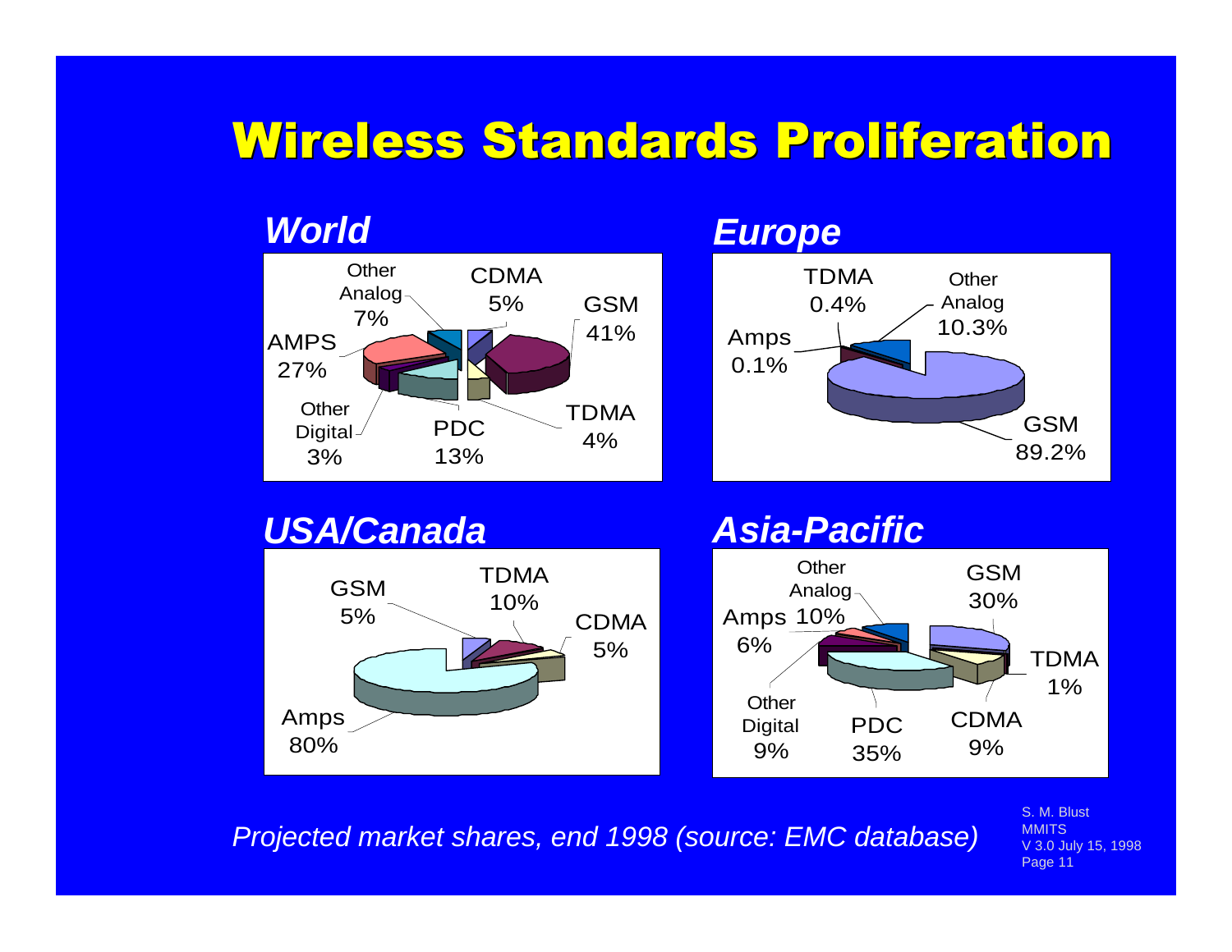# Wireless Standards Proliferation

## World

| Standard | Share |
|---|---|
| GSM | 41% |
| AMPS | 27% |
| PDC | 13% |
| Other Analog | 7% |
| CDMA | 5% |
| TDMA | 4% |
| Other Digital | 3% |

## Europe

| Standard | Share |
|---|---|
| GSM | 89.2% |
| Other Analog | 10.3% |
| TDMA | 0.4% |
| Amps | 0.1% |

## USA/Canada

| Standard | Share |
|---|---|
| Amps | 80% |
| TDMA | 10% |
| GSM | 5% |
| CDMA | 5% |

## Asia-Pacific

| Standard | Share |
|---|---|
| PDC | 35% |
| GSM | 30% |
| Other Analog | 10% |
| CDMA | 9% |
| Other Digital | 9% |
| Amps | 6% |
| TDMA | 1% |

*Projected market shares, end 1998 (source: EMC database)*

S. M. Blust
MMITS
V 3.0 July 15, 1998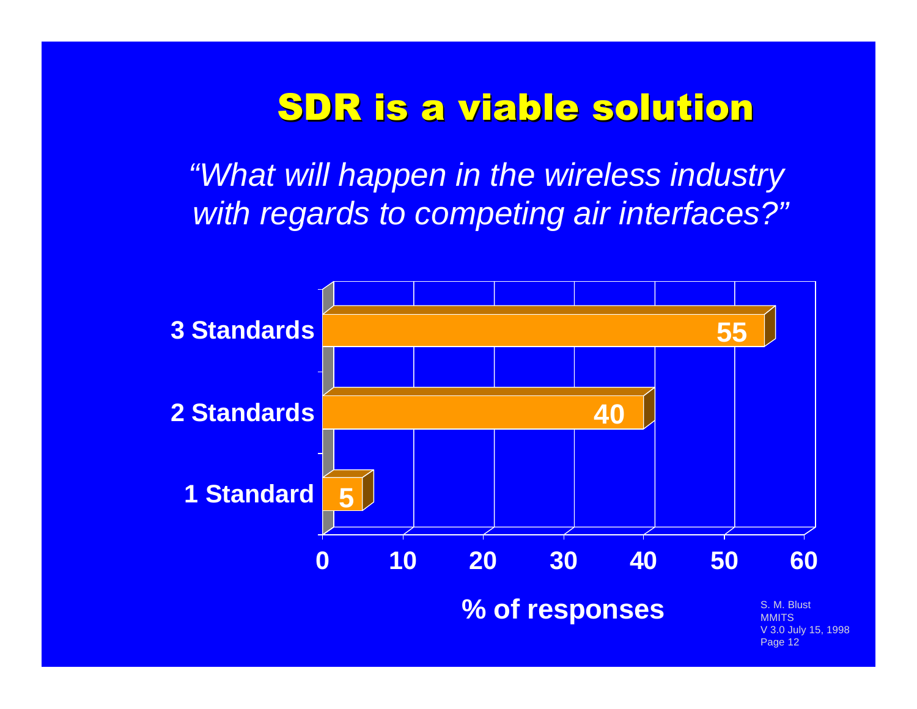# SDR is a viable solution

*"What will happen in the wireless industry with regards to competing air interfaces?"*

| | % of responses |
|---|---|
| 3 Standards | 55 |
| 2 Standards | 40 |
| 1 Standard | 5 |

% of responses

S. M. Blust
MMITS
V 3.0 July 15, 1998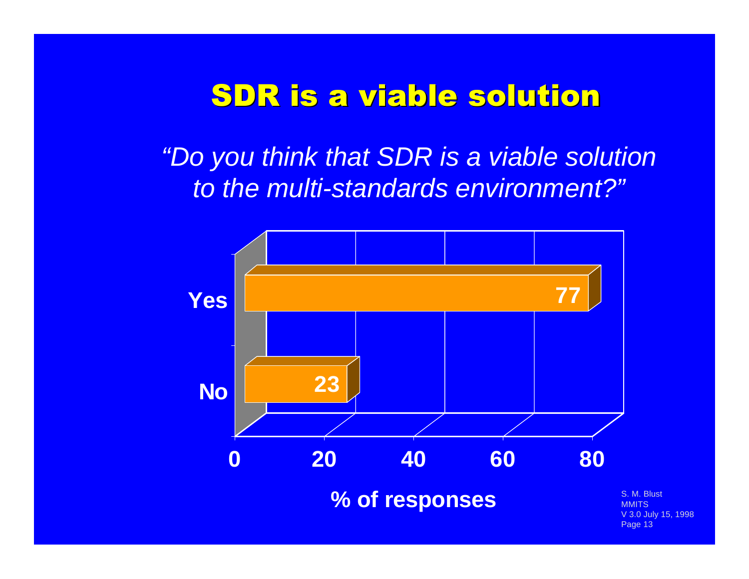# SDR is a viable solution

*"Do you think that SDR is a viable solution to the multi-standards environment?"*

| | % of responses |
|---|---|
| Yes | 77 |
| No | 23 |

% of responses

S. M. Blust
MMITS
V 3.0 July 15, 1998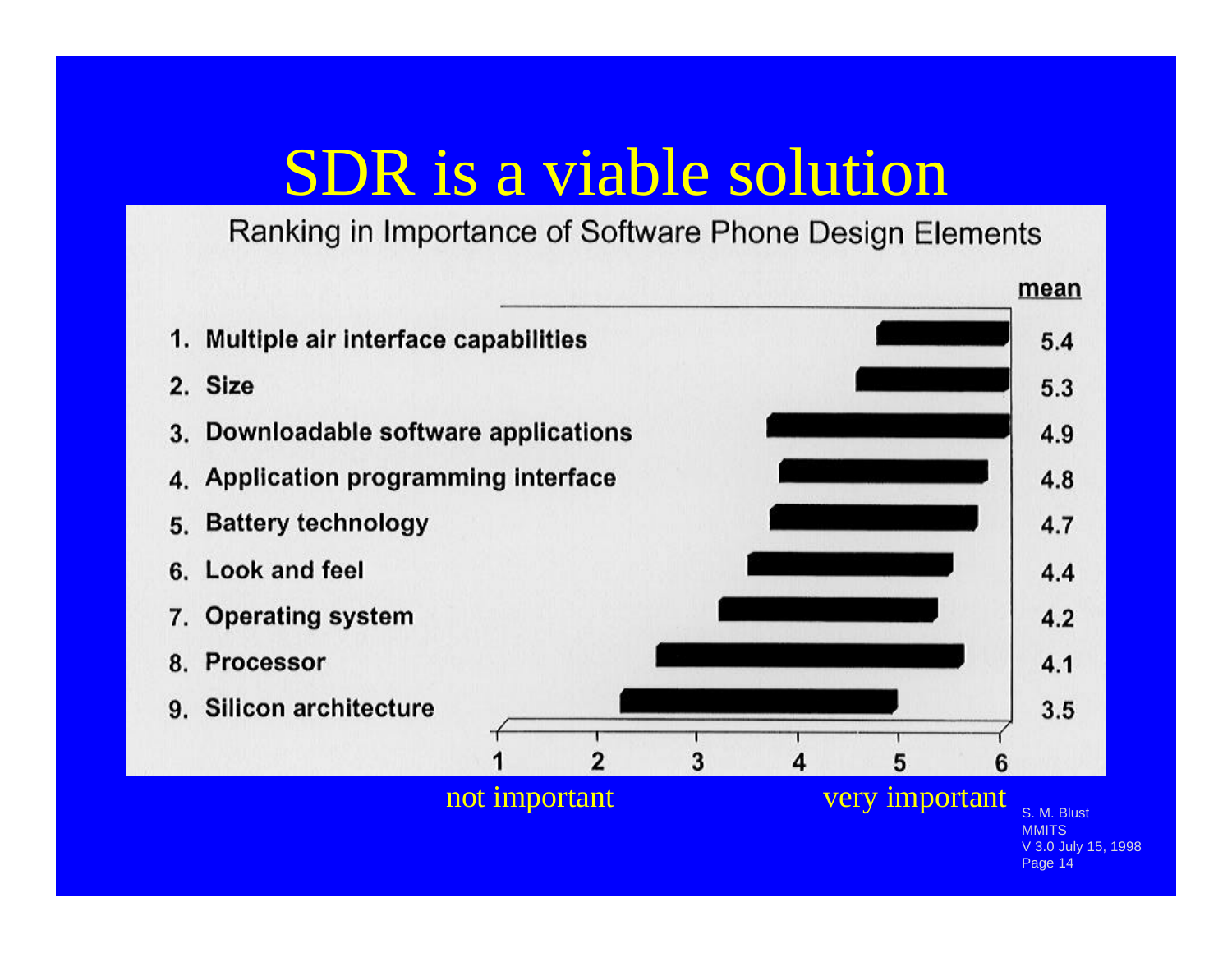# SDR is a viable solution

## Ranking in Importance of Software Phone Design Elements

| Rank | Design Element | mean |
|---|---|---|
| 1. | Multiple air interface capabilities | 5.4 |
| 2. | Size | 5.3 |
| 3. | Downloadable software applications | 4.9 |
| 4. | Application programming interface | 4.8 |
| 5. | Battery technology | 4.7 |
| 6. | Look and feel | 4.4 |
| 7. | Operating system | 4.2 |
| 8. | Processor | 4.1 |
| 9. | Silicon architecture | 3.5 |

Scale: 1 2 3 4 5 6

not important — very important

S. M. Blust
MMITS
V 3.0 July 15, 1998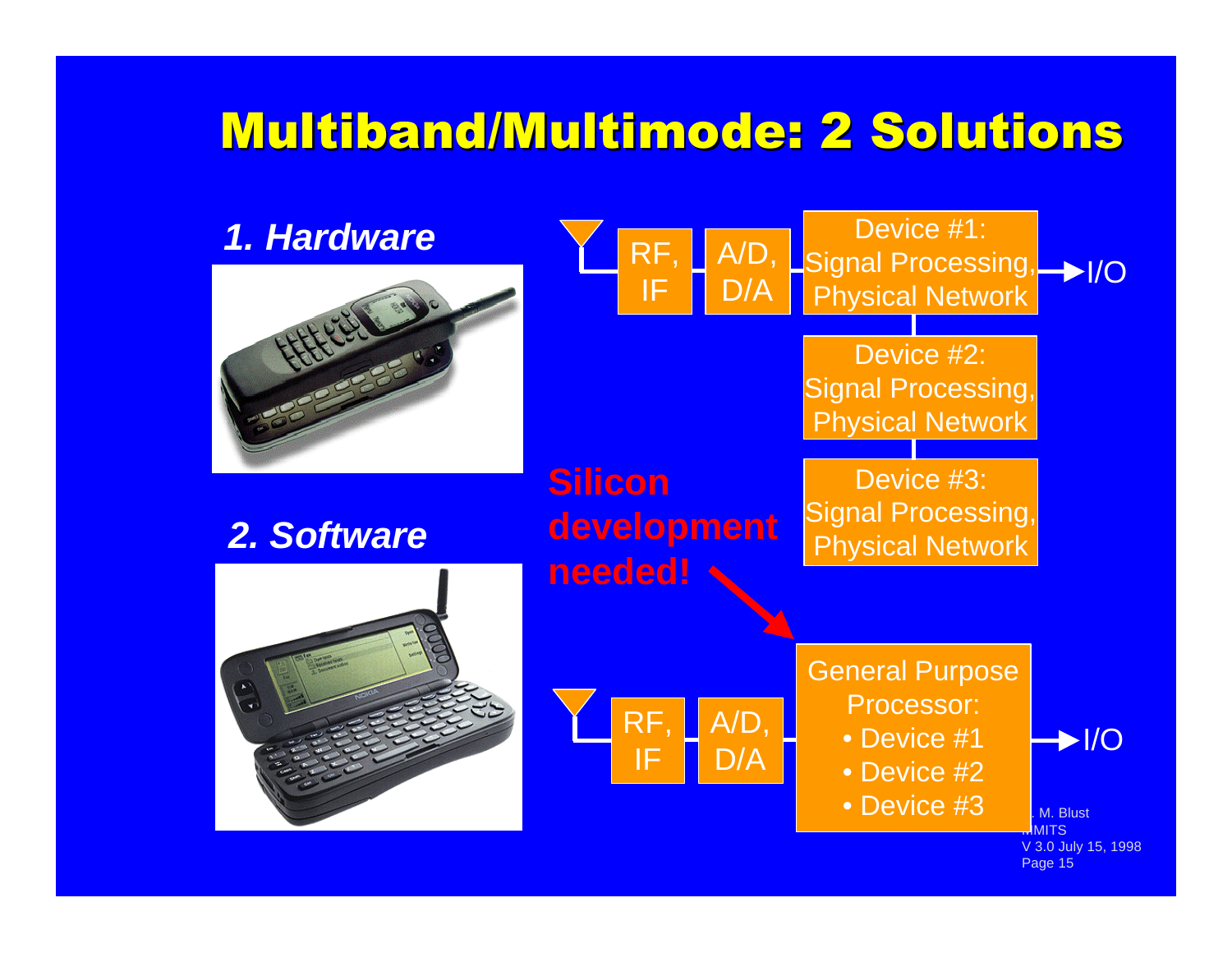# Multiband/Multimode: 2 Solutions

*1. Hardware*

RF, IF → A/D, D/A → Device #1: Signal Processing, Physical Network → I/O

Device #2: Signal Processing, Physical Network

Device #3: Signal Processing, Physical Network

**Silicon development needed!**

*2. Software*

RF, IF → A/D, D/A → General Purpose Processor:
- Device #1
- Device #2
- Device #3

→ I/O

. M. Blust
MMITS
V 3.0 July 15, 1998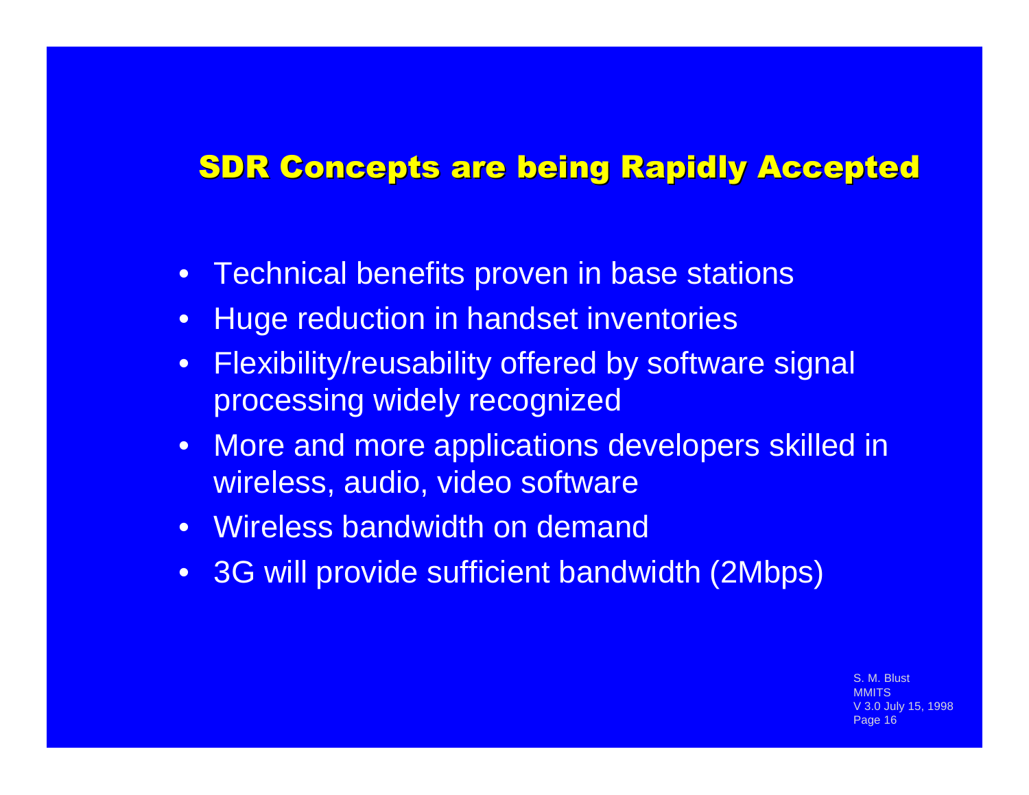## SDR Concepts are being Rapidly Accepted

- Technical benefits proven in base stations
- Huge reduction in handset inventories
- Flexibility/reusability offered by software signal processing widely recognized
- More and more applications developers skilled in wireless, audio, video software
- Wireless bandwidth on demand
- 3G will provide sufficient bandwidth (2Mbps)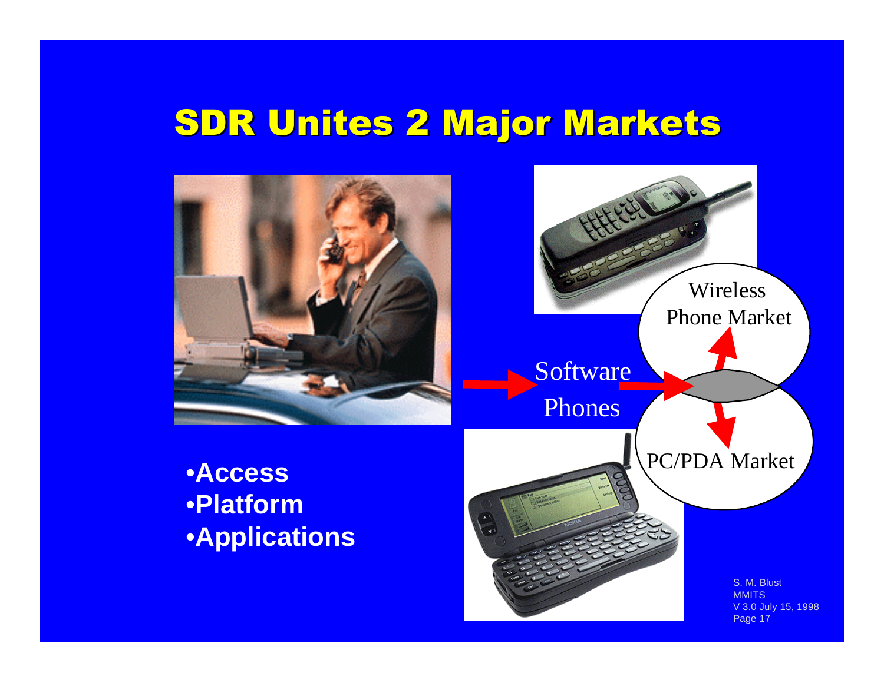# SDR Unites 2 Major Markets

Software Phones

Wireless Phone Market

PC/PDA Market

- Access
- Platform
- Applications

S. M. Blust
MMITS
V 3.0 July 15, 1998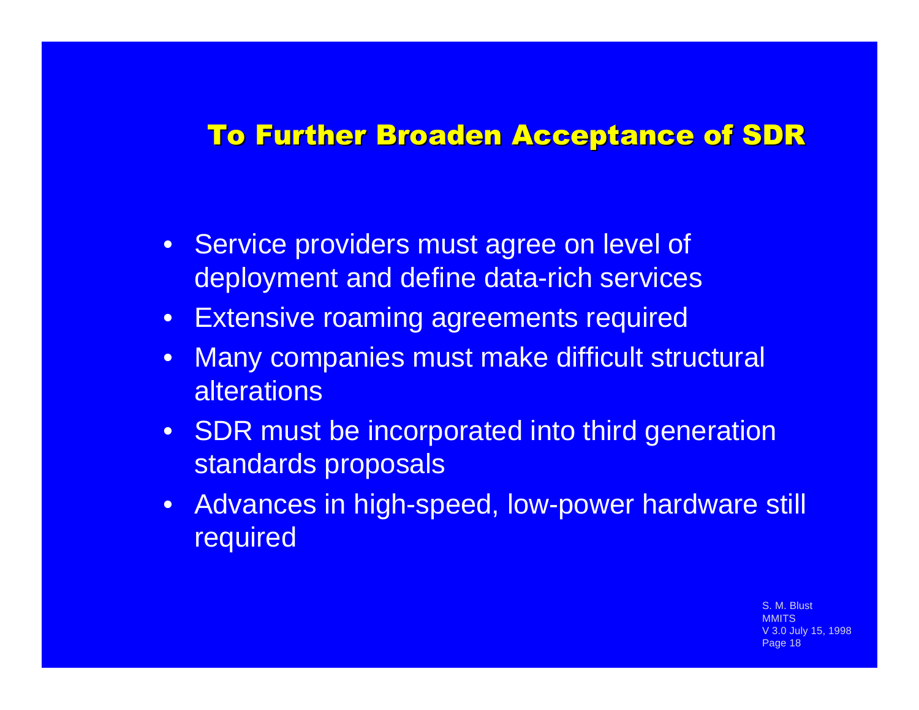## To Further Broaden Acceptance of SDR

- Service providers must agree on level of deployment and define data-rich services
- Extensive roaming agreements required
- Many companies must make difficult structural alterations
- SDR must be incorporated into third generation standards proposals
- Advances in high-speed, low-power hardware still required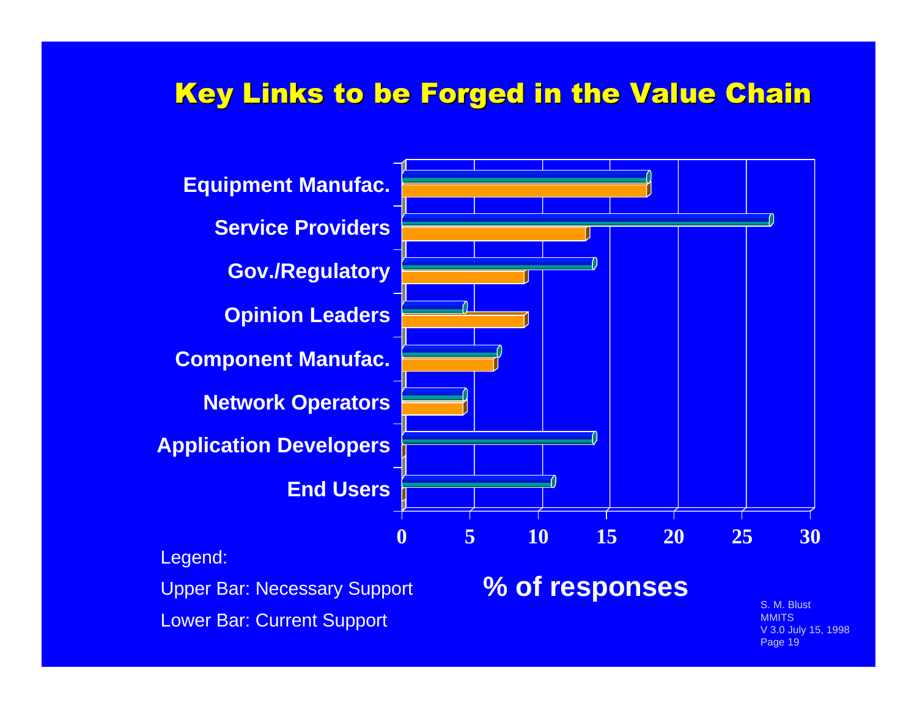# Key Links to be Forged in the Value Chain

Equipment Manufac.

Service Providers

Gov./Regulatory

Opinion Leaders

Component Manufac.

Network Operators

Application Developers

End Users

0
5
10
15
20
25
30

% of responses

Legend:

Upper Bar: Necessary Support

Lower Bar: Current Support

S. M. Blust
MMITS
V 3.0 July 15, 1998